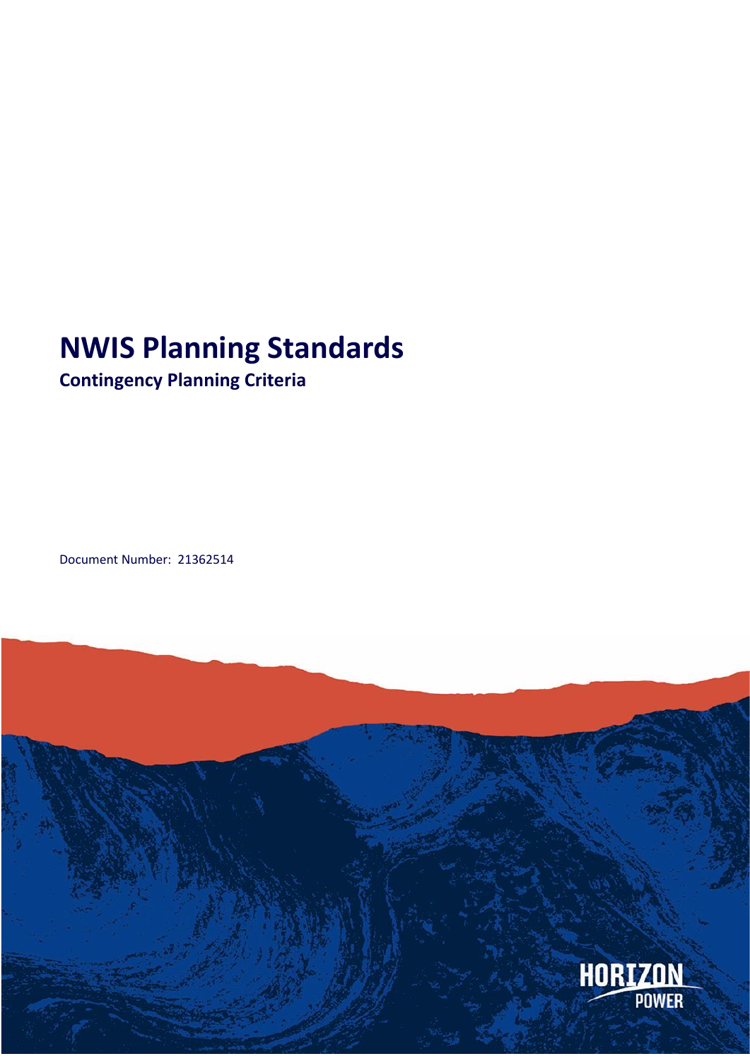# NWIS Planning Standards

## Contingency Planning Criteria

Document Number: 21362514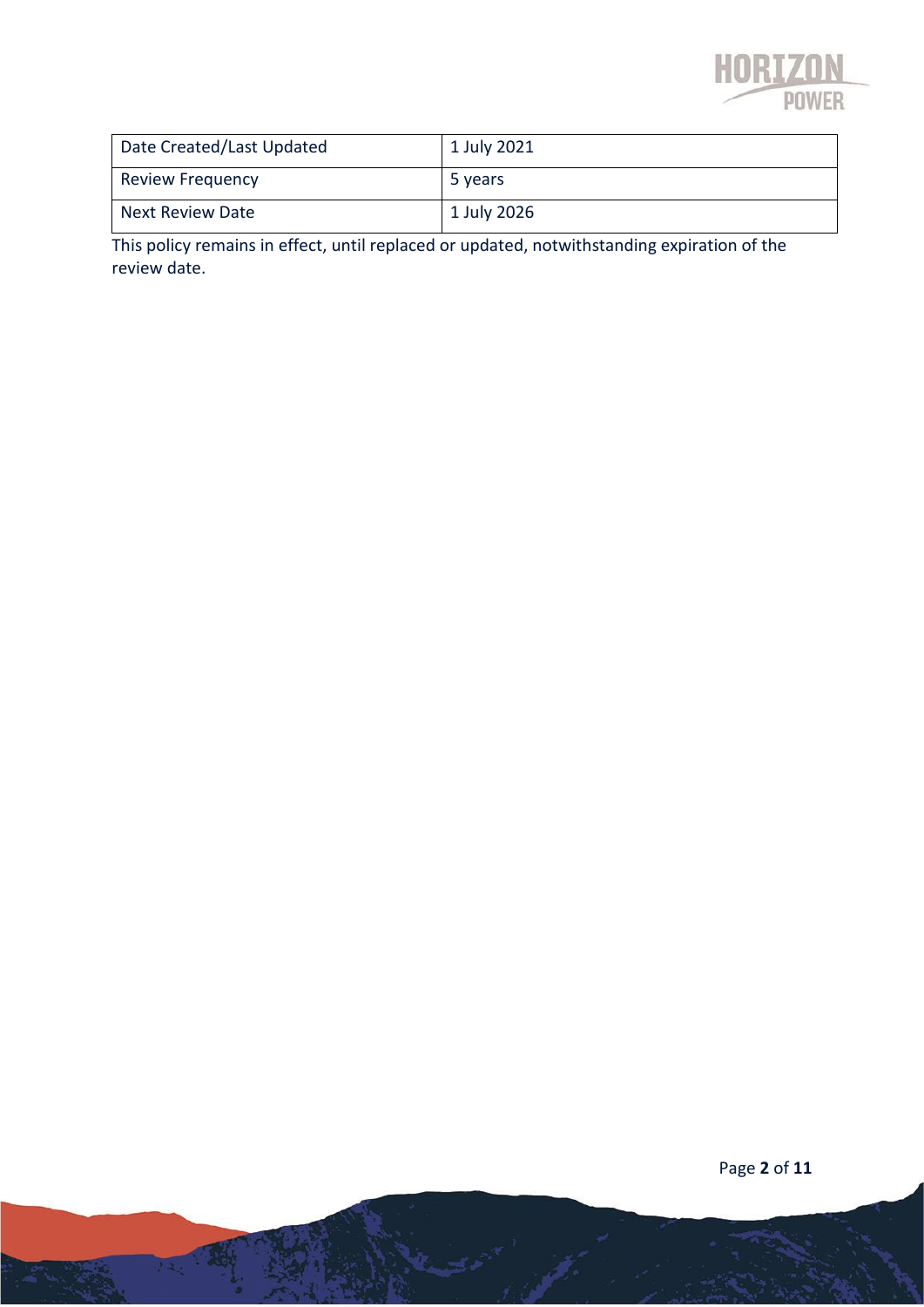| Date Created/Last Updated | 1 July 2021 |
| --- | --- |
| Review Frequency | 5 years |
| Next Review Date | 1 July 2026 |

This policy remains in effect, until replaced or updated, notwithstanding expiration of the review date.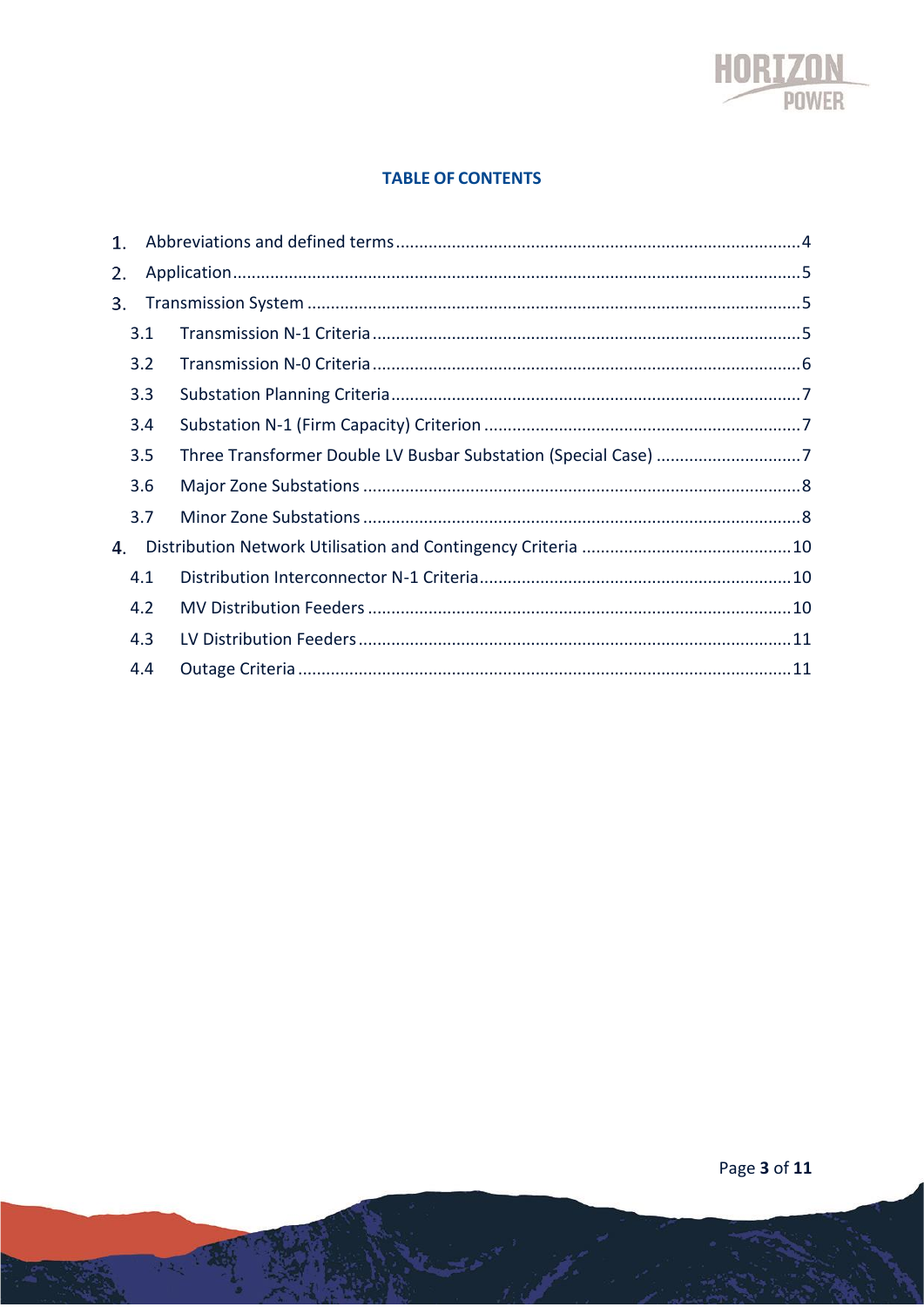**TABLE OF CONTENTS**

1. Abbreviations and defined terms ........ 4
2. Application ........ 5
3. Transmission System ........ 5
   - 3.1 Transmission N-1 Criteria ........ 5
   - 3.2 Transmission N-0 Criteria ........ 6
   - 3.3 Substation Planning Criteria ........ 7
   - 3.4 Substation N-1 (Firm Capacity) Criterion ........ 7
   - 3.5 Three Transformer Double LV Busbar Substation (Special Case) ........ 7
   - 3.6 Major Zone Substations ........ 8
   - 3.7 Minor Zone Substations ........ 8
4. Distribution Network Utilisation and Contingency Criteria ........ 10
   - 4.1 Distribution Interconnector N-1 Criteria ........ 10
   - 4.2 MV Distribution Feeders ........ 10
   - 4.3 LV Distribution Feeders ........ 11
   - 4.4 Outage Criteria ........ 11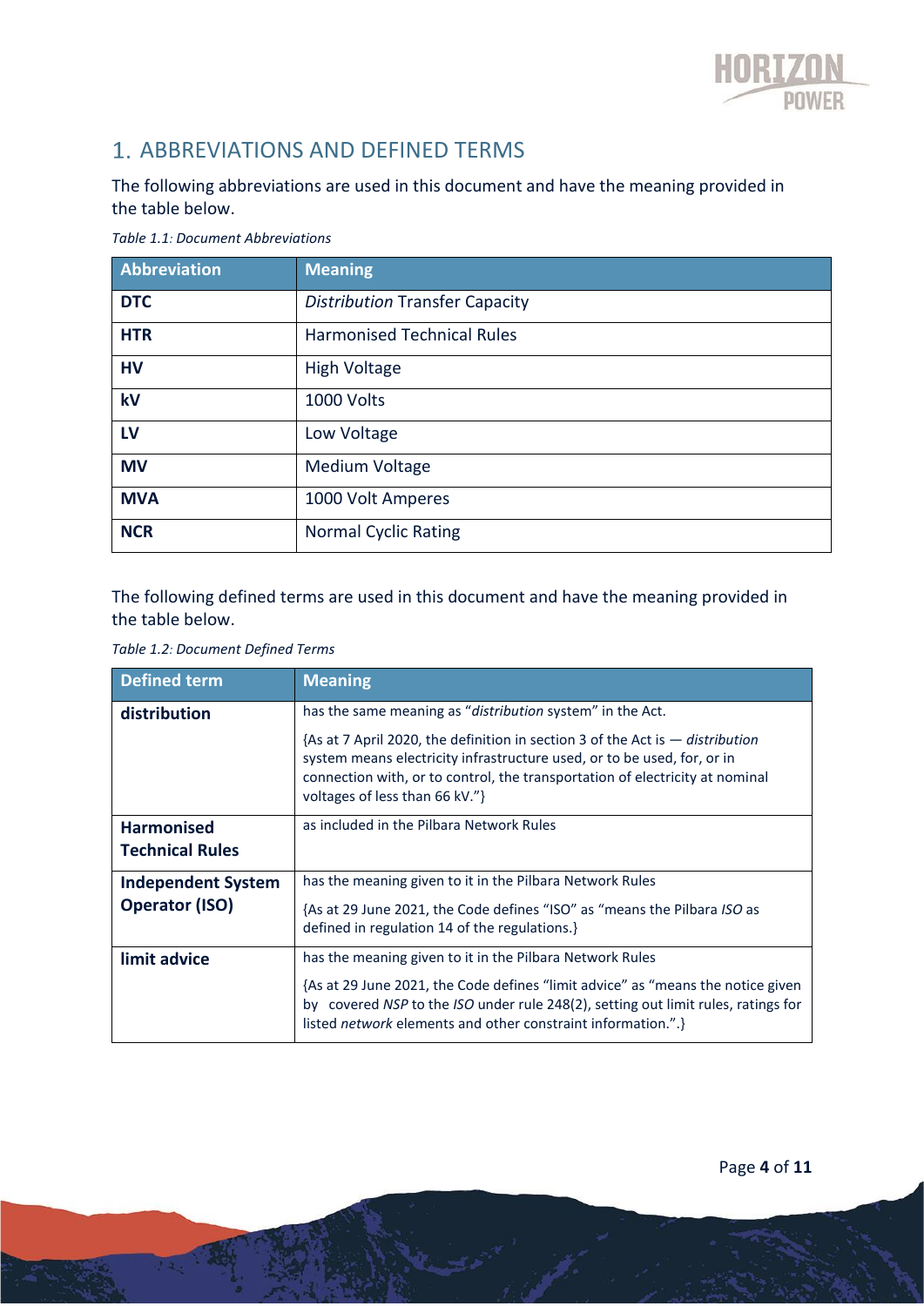# 1. ABBREVIATIONS AND DEFINED TERMS

The following abbreviations are used in this document and have the meaning provided in the table below.

*Table 1.1: Document Abbreviations*

| Abbreviation | Meaning |
|---|---|
| **DTC** | *Distribution* Transfer Capacity |
| **HTR** | Harmonised Technical Rules |
| **HV** | High Voltage |
| **kV** | 1000 Volts |
| **LV** | Low Voltage |
| **MV** | Medium Voltage |
| **MVA** | 1000 Volt Amperes |
| **NCR** | Normal Cyclic Rating |

The following defined terms are used in this document and have the meaning provided in the table below.

*Table 1.2: Document Defined Terms*

| Defined term | Meaning |
|---|---|
| **distribution** | has the same meaning as "*distribution* system" in the Act.<br><br>{As at 7 April 2020, the definition in section 3 of the Act is — *distribution* system means electricity infrastructure used, or to be used, for, or in connection with, or to control, the transportation of electricity at nominal voltages of less than 66 kV."} |
| **Harmonised Technical Rules** | as included in the Pilbara Network Rules |
| **Independent System Operator (ISO)** | has the meaning given to it in the Pilbara Network Rules<br><br>{As at 29 June 2021, the Code defines "ISO" as "means the Pilbara *ISO* as defined in regulation 14 of the regulations.} |
| **limit advice** | has the meaning given to it in the Pilbara Network Rules<br><br>{As at 29 June 2021, the Code defines "limit advice" as "means the notice given by covered *NSP* to the *ISO* under rule 248(2), setting out limit rules, ratings for listed *network* elements and other constraint information.".} |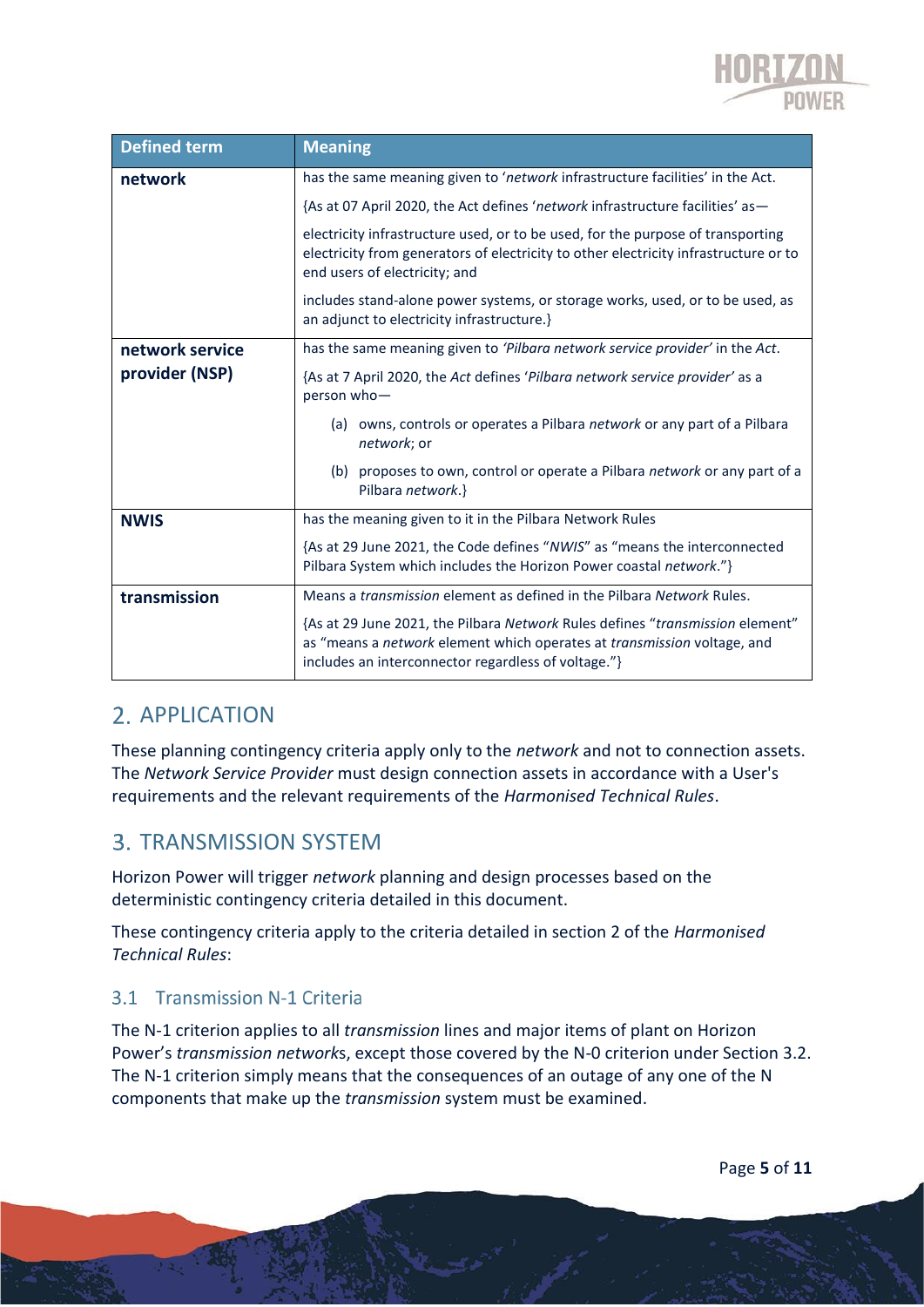| Defined term | Meaning |
|---|---|
| **network** | has the same meaning given to '*network* infrastructure facilities' in the Act.<br><br>{As at 07 April 2020, the Act defines '*network* infrastructure facilities' as—<br><br>electricity infrastructure used, or to be used, for the purpose of transporting electricity from generators of electricity to other electricity infrastructure or to end users of electricity; and<br><br>includes stand-alone power systems, or storage works, used, or to be used, as an adjunct to electricity infrastructure.} |
| **network service provider (NSP)** | has the same meaning given to *'Pilbara network service provider'* in the *Act*.<br><br>{As at 7 April 2020, the *Act* defines '*Pilbara network service provider*' as a person who—<br><br>(a) owns, controls or operates a Pilbara *network* or any part of a Pilbara *network*; or<br><br>(b) proposes to own, control or operate a Pilbara *network* or any part of a Pilbara *network*.} |
| **NWIS** | has the meaning given to it in the Pilbara Network Rules<br><br>{As at 29 June 2021, the Code defines "*NWIS*" as "means the interconnected Pilbara System which includes the Horizon Power coastal *network*."} |
| **transmission** | Means a *transmission* element as defined in the Pilbara *Network* Rules.<br><br>{As at 29 June 2021, the Pilbara *Network* Rules defines "*transmission* element" as "means a *network* element which operates at *transmission* voltage, and includes an interconnector regardless of voltage."} |

# 2. APPLICATION

These planning contingency criteria apply only to the *network* and not to connection assets. The *Network Service Provider* must design connection assets in accordance with a User's requirements and the relevant requirements of the *Harmonised Technical Rules*.

# 3. TRANSMISSION SYSTEM

Horizon Power will trigger *network* planning and design processes based on the deterministic contingency criteria detailed in this document.

These contingency criteria apply to the criteria detailed in section 2 of the *Harmonised Technical Rules*:

## 3.1 Transmission N-1 Criteria

The N-1 criterion applies to all *transmission* lines and major items of plant on Horizon Power's *transmission networks*, except those covered by the N-0 criterion under Section 3.2. The N-1 criterion simply means that the consequences of an outage of any one of the N components that make up the *transmission* system must be examined.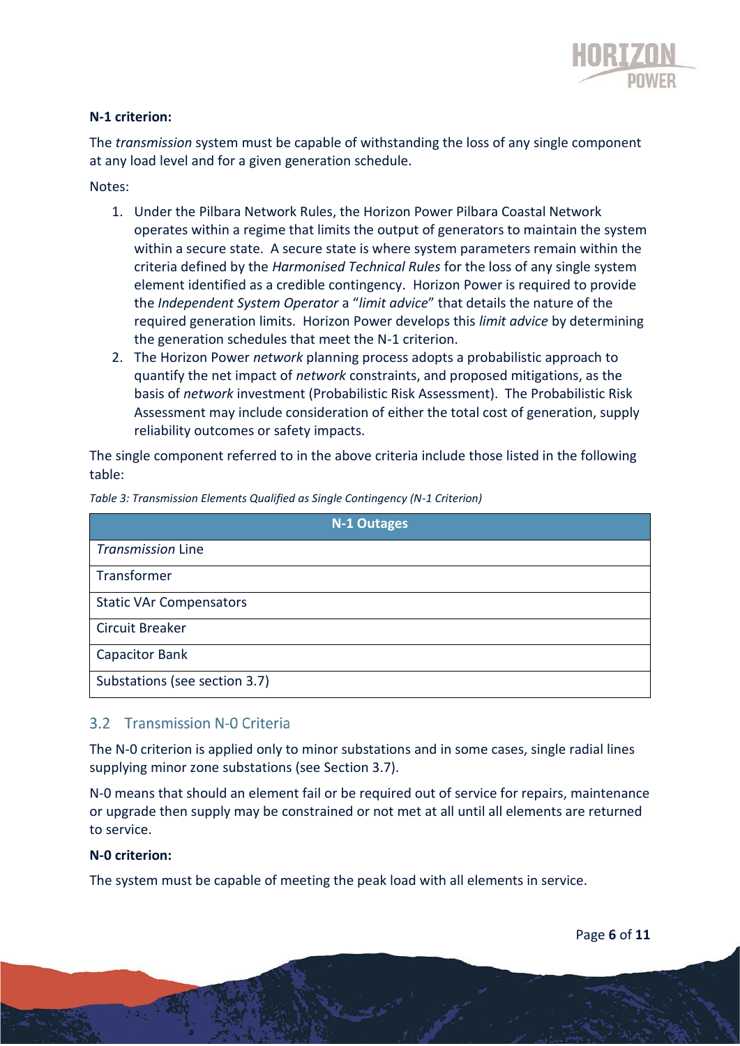**N-1 criterion:**

The *transmission* system must be capable of withstanding the loss of any single component at any load level and for a given generation schedule.

Notes:

1. Under the Pilbara Network Rules, the Horizon Power Pilbara Coastal Network operates within a regime that limits the output of generators to maintain the system within a secure state. A secure state is where system parameters remain within the criteria defined by the *Harmonised Technical Rules* for the loss of any single system element identified as a credible contingency. Horizon Power is required to provide the *Independent System Operator* a "*limit advice*" that details the nature of the required generation limits. Horizon Power develops this *limit advice* by determining the generation schedules that meet the N-1 criterion.
2. The Horizon Power *network* planning process adopts a probabilistic approach to quantify the net impact of *network* constraints, and proposed mitigations, as the basis of *network* investment (Probabilistic Risk Assessment). The Probabilistic Risk Assessment may include consideration of either the total cost of generation, supply reliability outcomes or safety impacts.

The single component referred to in the above criteria include those listed in the following table:

*Table 3: Transmission Elements Qualified as Single Contingency (N-1 Criterion)*

| N-1 Outages |
|---|
| *Transmission* Line |
| Transformer |
| Static VAr Compensators |
| Circuit Breaker |
| Capacitor Bank |
| Substations (see section 3.7) |

## 3.2 Transmission N-0 Criteria

The N-0 criterion is applied only to minor substations and in some cases, single radial lines supplying minor zone substations (see Section 3.7).

N-0 means that should an element fail or be required out of service for repairs, maintenance or upgrade then supply may be constrained or not met at all until all elements are returned to service.

**N-0 criterion:**

The system must be capable of meeting the peak load with all elements in service.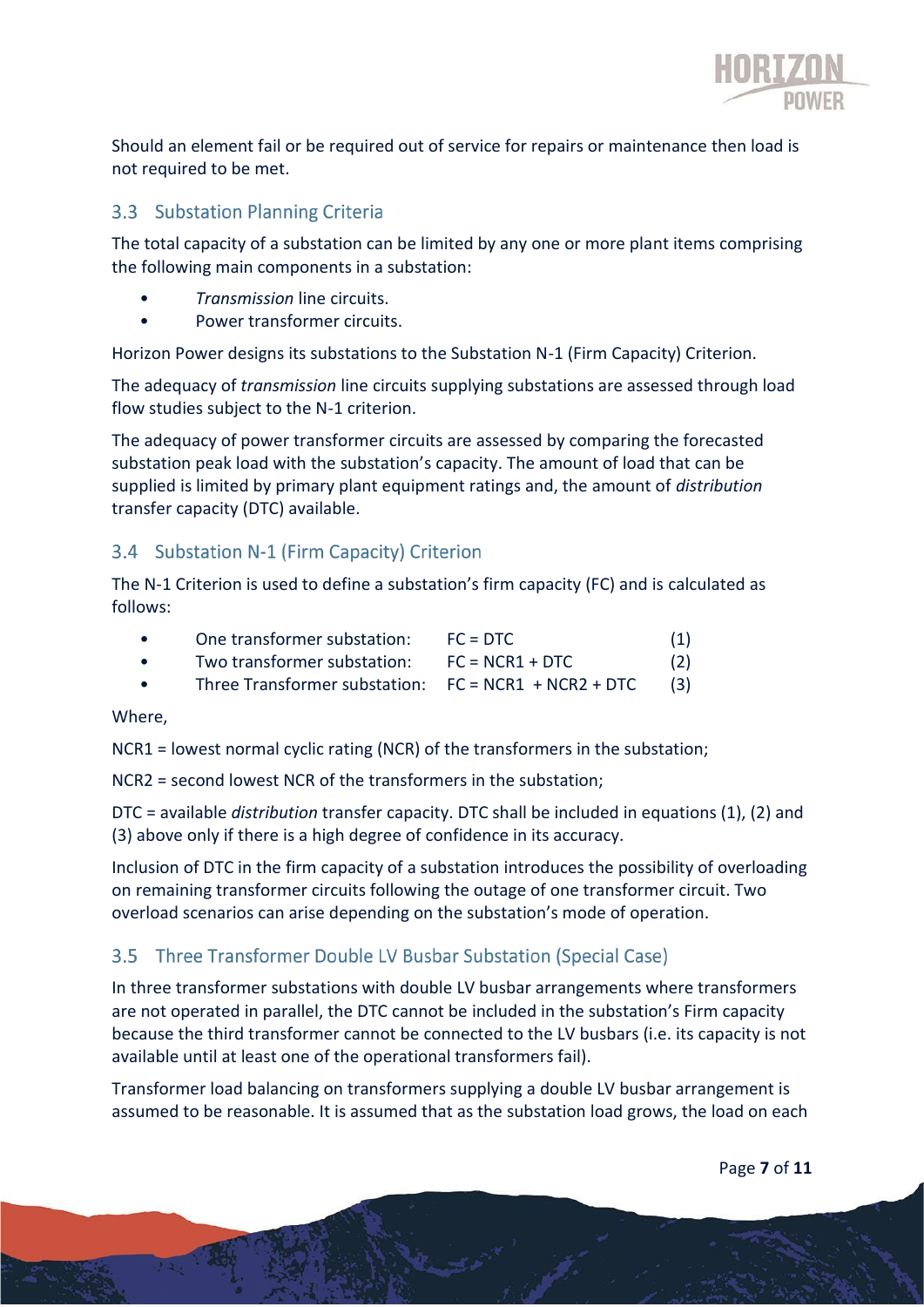Should an element fail or be required out of service for repairs or maintenance then load is not required to be met.

## 3.3 Substation Planning Criteria

The total capacity of a substation can be limited by any one or more plant items comprising the following main components in a substation:

- *Transmission* line circuits.
- Power transformer circuits.

Horizon Power designs its substations to the Substation N-1 (Firm Capacity) Criterion.

The adequacy of *transmission* line circuits supplying substations are assessed through load flow studies subject to the N-1 criterion.

The adequacy of power transformer circuits are assessed by comparing the forecasted substation peak load with the substation's capacity. The amount of load that can be supplied is limited by primary plant equipment ratings and, the amount of *distribution* transfer capacity (DTC) available.

## 3.4 Substation N-1 (Firm Capacity) Criterion

The N-1 Criterion is used to define a substation's firm capacity (FC) and is calculated as follows:

- One transformer substation: FC = DTC (1)
- Two transformer substation: FC = NCR1 + DTC (2)
- Three Transformer substation: FC = NCR1 + NCR2 + DTC (3)

Where,

NCR1 = lowest normal cyclic rating (NCR) of the transformers in the substation;

NCR2 = second lowest NCR of the transformers in the substation;

DTC = available *distribution* transfer capacity. DTC shall be included in equations (1), (2) and (3) above only if there is a high degree of confidence in its accuracy.

Inclusion of DTC in the firm capacity of a substation introduces the possibility of overloading on remaining transformer circuits following the outage of one transformer circuit. Two overload scenarios can arise depending on the substation's mode of operation.

## 3.5 Three Transformer Double LV Busbar Substation (Special Case)

In three transformer substations with double LV busbar arrangements where transformers are not operated in parallel, the DTC cannot be included in the substation's Firm capacity because the third transformer cannot be connected to the LV busbars (i.e. its capacity is not available until at least one of the operational transformers fail).

Transformer load balancing on transformers supplying a double LV busbar arrangement is assumed to be reasonable. It is assumed that as the substation load grows, the load on each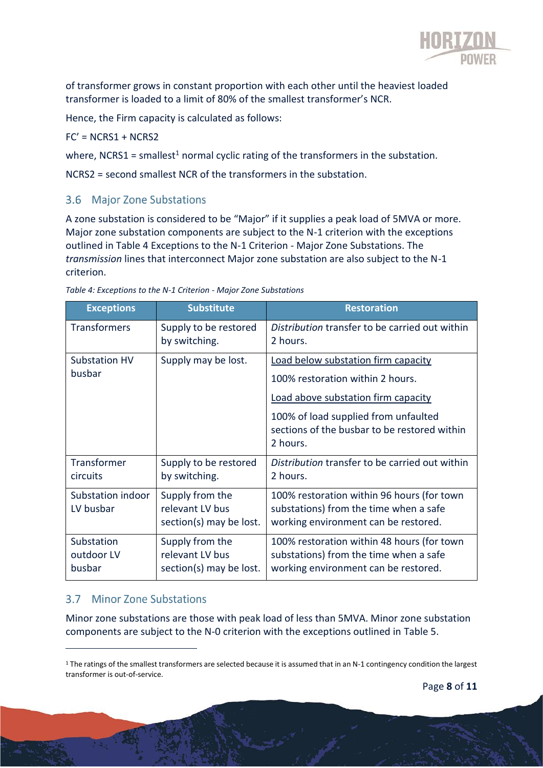of transformer grows in constant proportion with each other until the heaviest loaded transformer is loaded to a limit of 80% of the smallest transformer's NCR.

Hence, the Firm capacity is calculated as follows:

FC' = NCRS1 + NCRS2

where, NCRS1 = smallest[1] normal cyclic rating of the transformers in the substation.

NCRS2 = second smallest NCR of the transformers in the substation.

## 3.6 Major Zone Substations

A zone substation is considered to be "Major" if it supplies a peak load of 5MVA or more. Major zone substation components are subject to the N-1 criterion with the exceptions outlined in Table 4 Exceptions to the N-1 Criterion - Major Zone Substations. The *transmission* lines that interconnect Major zone substation are also subject to the N-1 criterion.

*Table 4: Exceptions to the N-1 Criterion - Major Zone Substations*

| Exceptions | Substitute | Restoration |
|---|---|---|
| Transformers | Supply to be restored by switching. | *Distribution* transfer to be carried out within 2 hours. |
| Substation HV busbar | Supply may be lost. | <u>Load below substation firm capacity</u><br>100% restoration within 2 hours.<br><u>Load above substation firm capacity</u><br>100% of load supplied from unfaulted sections of the busbar to be restored within 2 hours. |
| Transformer circuits | Supply to be restored by switching. | *Distribution* transfer to be carried out within 2 hours. |
| Substation indoor LV busbar | Supply from the relevant LV bus section(s) may be lost. | 100% restoration within 96 hours (for town substations) from the time when a safe working environment can be restored. |
| Substation outdoor LV busbar | Supply from the relevant LV bus section(s) may be lost. | 100% restoration within 48 hours (for town substations) from the time when a safe working environment can be restored. |

## 3.7 Minor Zone Substations

Minor zone substations are those with peak load of less than 5MVA. Minor zone substation components are subject to the N-0 criterion with the exceptions outlined in Table 5.

[1] The ratings of the smallest transformers are selected because it is assumed that in an N-1 contingency condition the largest transformer is out-of-service.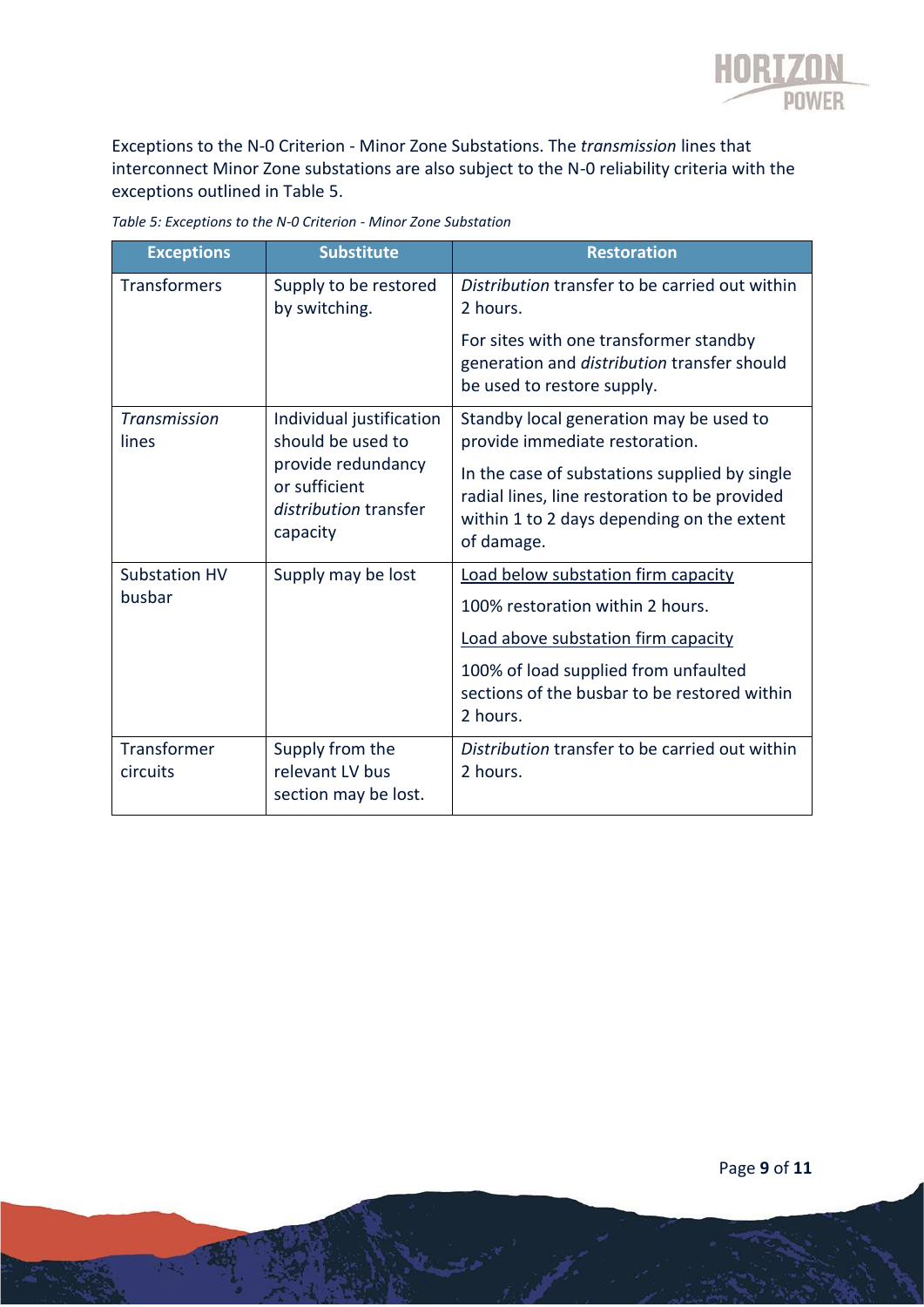Exceptions to the N-0 Criterion - Minor Zone Substations. The *transmission* lines that interconnect Minor Zone substations are also subject to the N-0 reliability criteria with the exceptions outlined in Table 5.

*Table 5: Exceptions to the N-0 Criterion - Minor Zone Substation*

| Exceptions | Substitute | Restoration |
|---|---|---|
| Transformers | Supply to be restored by switching. | *Distribution* transfer to be carried out within 2 hours. For sites with one transformer standby generation and *distribution* transfer should be used to restore supply. |
| *Transmission* lines | Individual justification should be used to provide redundancy or sufficient *distribution* transfer capacity | Standby local generation may be used to provide immediate restoration. In the case of substations supplied by single radial lines, line restoration to be provided within 1 to 2 days depending on the extent of damage. |
| Substation HV busbar | Supply may be lost | <u>Load below substation firm capacity</u> 100% restoration within 2 hours. <u>Load above substation firm capacity</u> 100% of load supplied from unfaulted sections of the busbar to be restored within 2 hours. |
| Transformer circuits | Supply from the relevant LV bus section may be lost. | *Distribution* transfer to be carried out within 2 hours. |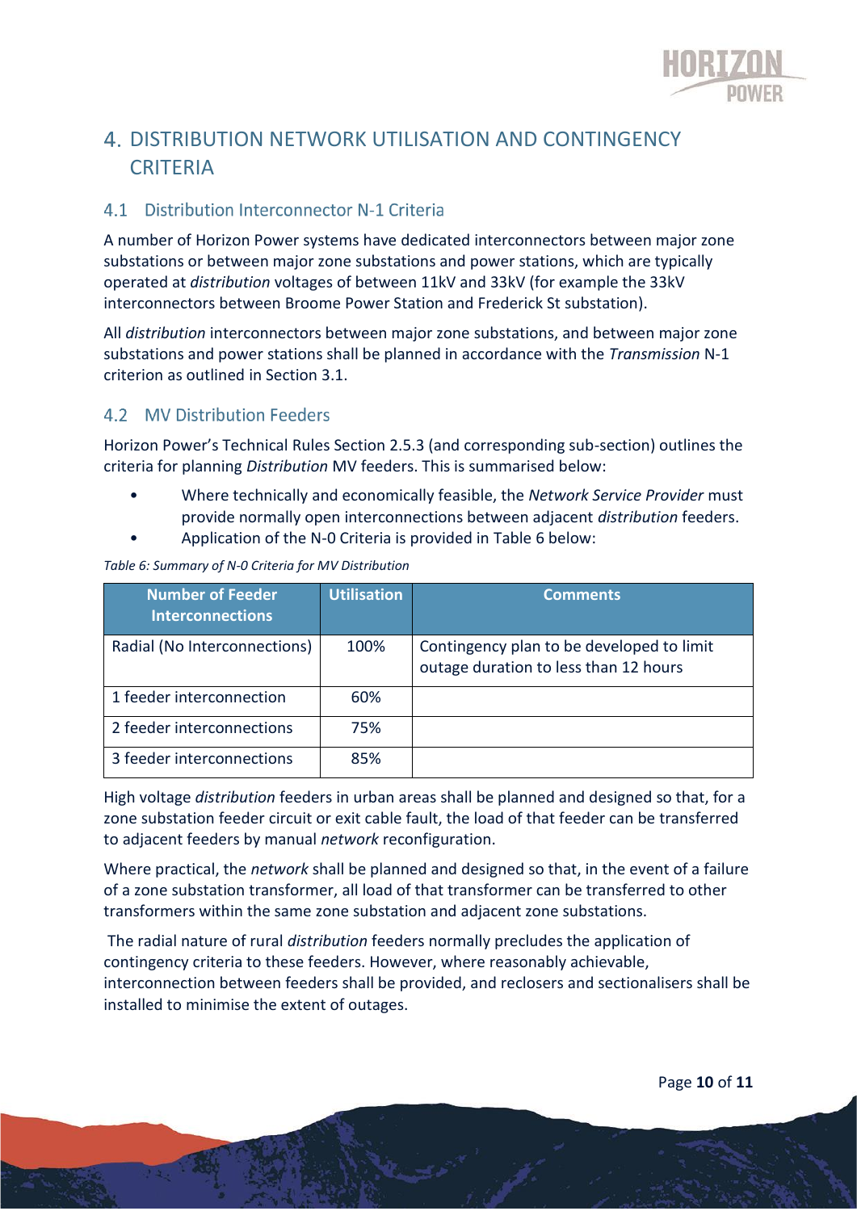# 4. DISTRIBUTION NETWORK UTILISATION AND CONTINGENCY CRITERIA

## 4.1 Distribution Interconnector N-1 Criteria

A number of Horizon Power systems have dedicated interconnectors between major zone substations or between major zone substations and power stations, which are typically operated at *distribution* voltages of between 11kV and 33kV (for example the 33kV interconnectors between Broome Power Station and Frederick St substation).

All *distribution* interconnectors between major zone substations, and between major zone substations and power stations shall be planned in accordance with the *Transmission* N-1 criterion as outlined in Section 3.1.

## 4.2 MV Distribution Feeders

Horizon Power's Technical Rules Section 2.5.3 (and corresponding sub-section) outlines the criteria for planning *Distribution* MV feeders. This is summarised below:

- Where technically and economically feasible, the *Network Service Provider* must provide normally open interconnections between adjacent *distribution* feeders.
- Application of the N-0 Criteria is provided in Table 6 below:

*Table 6: Summary of N-0 Criteria for MV Distribution*

| Number of Feeder Interconnections | Utilisation | Comments |
|---|---|---|
| Radial (No Interconnections) | 100% | Contingency plan to be developed to limit outage duration to less than 12 hours |
| 1 feeder interconnection | 60% | |
| 2 feeder interconnections | 75% | |
| 3 feeder interconnections | 85% | |

High voltage *distribution* feeders in urban areas shall be planned and designed so that, for a zone substation feeder circuit or exit cable fault, the load of that feeder can be transferred to adjacent feeders by manual *network* reconfiguration.

Where practical, the *network* shall be planned and designed so that, in the event of a failure of a zone substation transformer, all load of that transformer can be transferred to other transformers within the same zone substation and adjacent zone substations.

The radial nature of rural *distribution* feeders normally precludes the application of contingency criteria to these feeders. However, where reasonably achievable, interconnection between feeders shall be provided, and reclosers and sectionalisers shall be installed to minimise the extent of outages.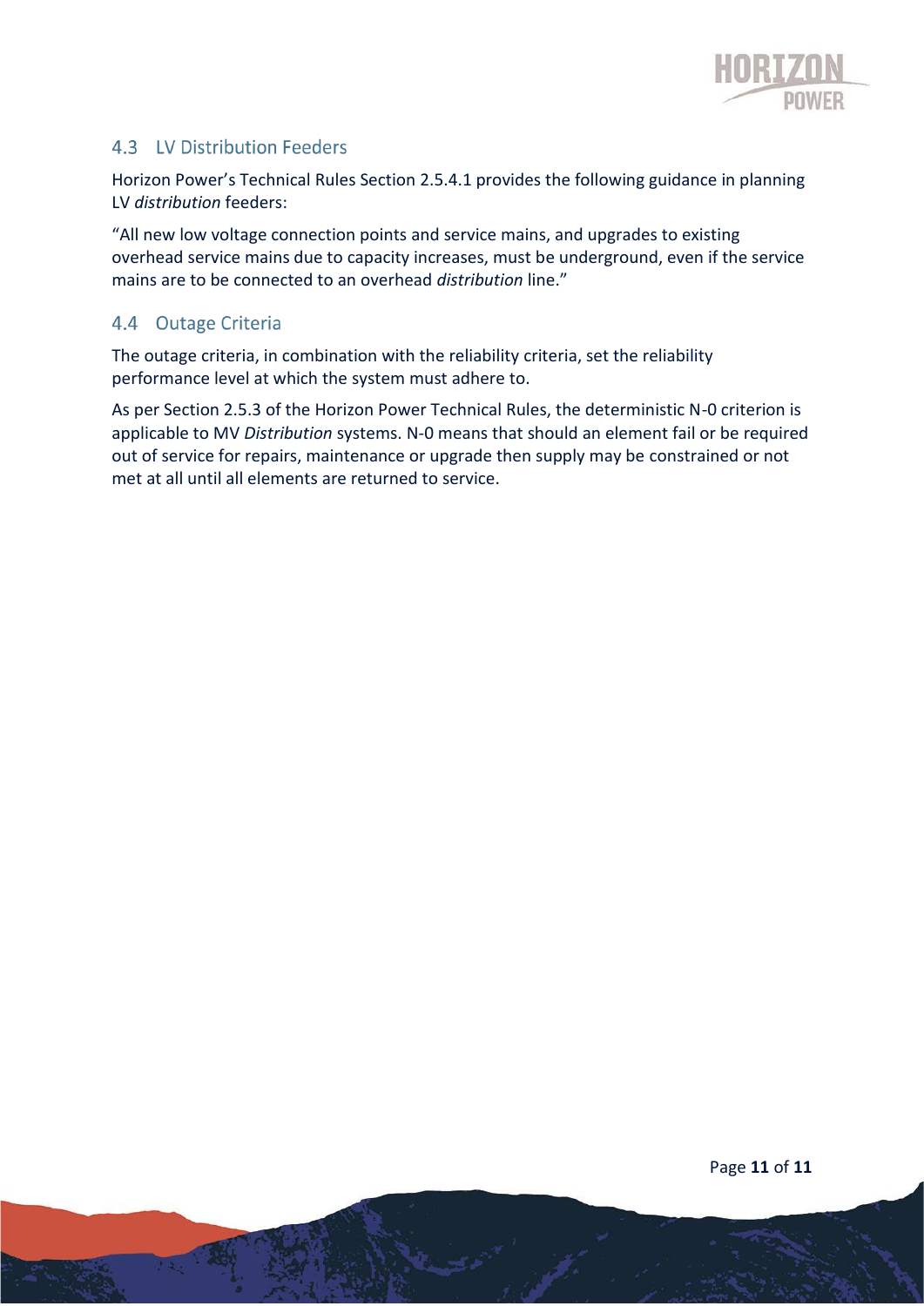## 4.3 LV Distribution Feeders

Horizon Power's Technical Rules Section 2.5.4.1 provides the following guidance in planning LV *distribution* feeders:

"All new low voltage connection points and service mains, and upgrades to existing overhead service mains due to capacity increases, must be underground, even if the service mains are to be connected to an overhead *distribution* line."

## 4.4 Outage Criteria

The outage criteria, in combination with the reliability criteria, set the reliability performance level at which the system must adhere to.

As per Section 2.5.3 of the Horizon Power Technical Rules, the deterministic N-0 criterion is applicable to MV *Distribution* systems. N-0 means that should an element fail or be required out of service for repairs, maintenance or upgrade then supply may be constrained or not met at all until all elements are returned to service.